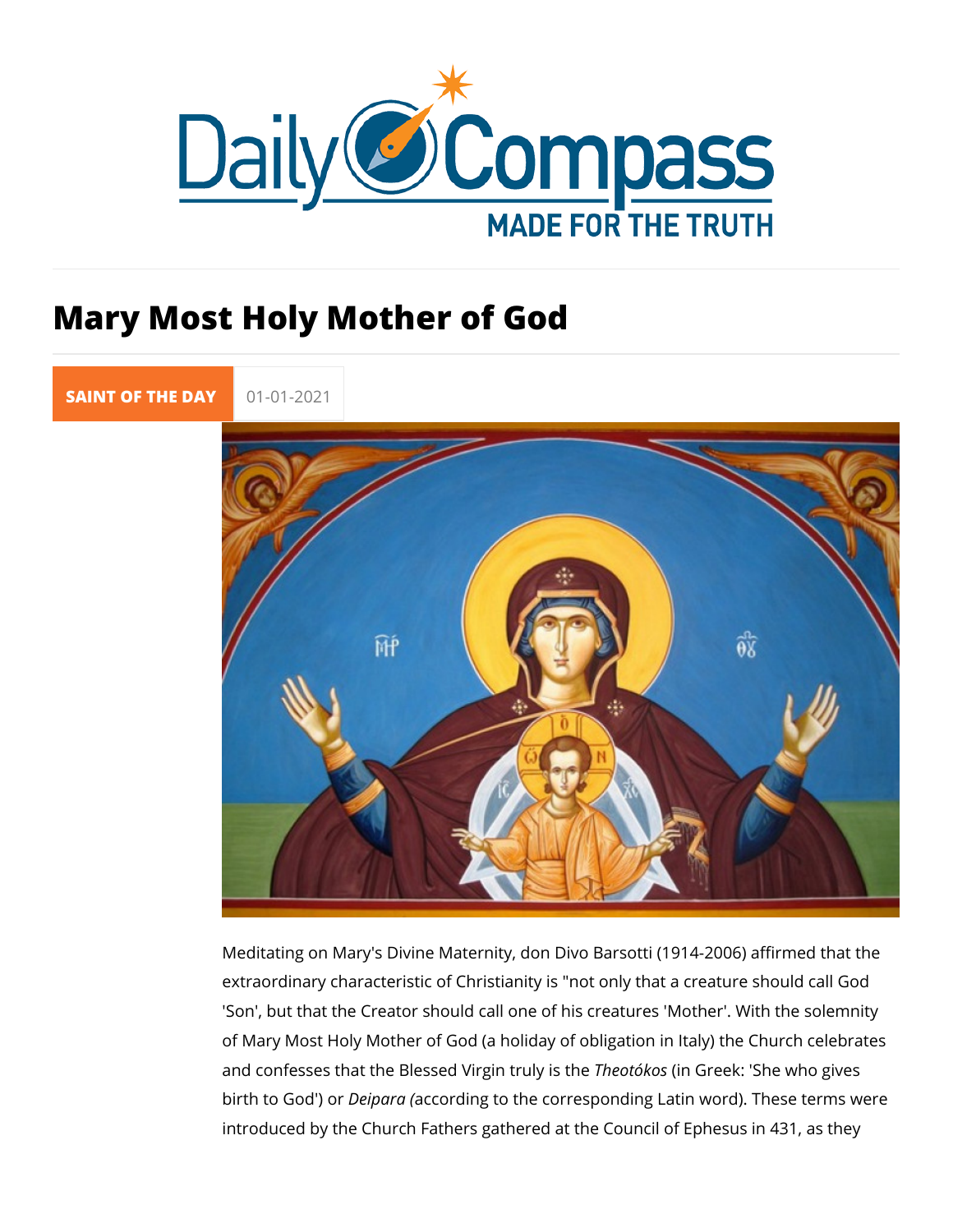# Mary Most Holy Mother of God

SAINT OF THE DAY 01-01-2021

Meditating on Mary's Divine Maternity, don Divo Barsotti (1914-2006) affirmed that the extraordinary characteristic of Christianity is "not only that a creature should call God 'Son', but that the Creator should call one of his creatures 'Mother'. With the solemnity of Mary Most Holy Mother of God (a holiday of obligation in Italy) the Church celebrates and confesses that the Blessed Virgin truly is the *Theotókos* (in Greek: 'She who gives birth to God') or *Deipara (*according to the corresponding Latin word). These terms were introduced by the Church Fathers gathered at the Council of Ephesus in 431, as they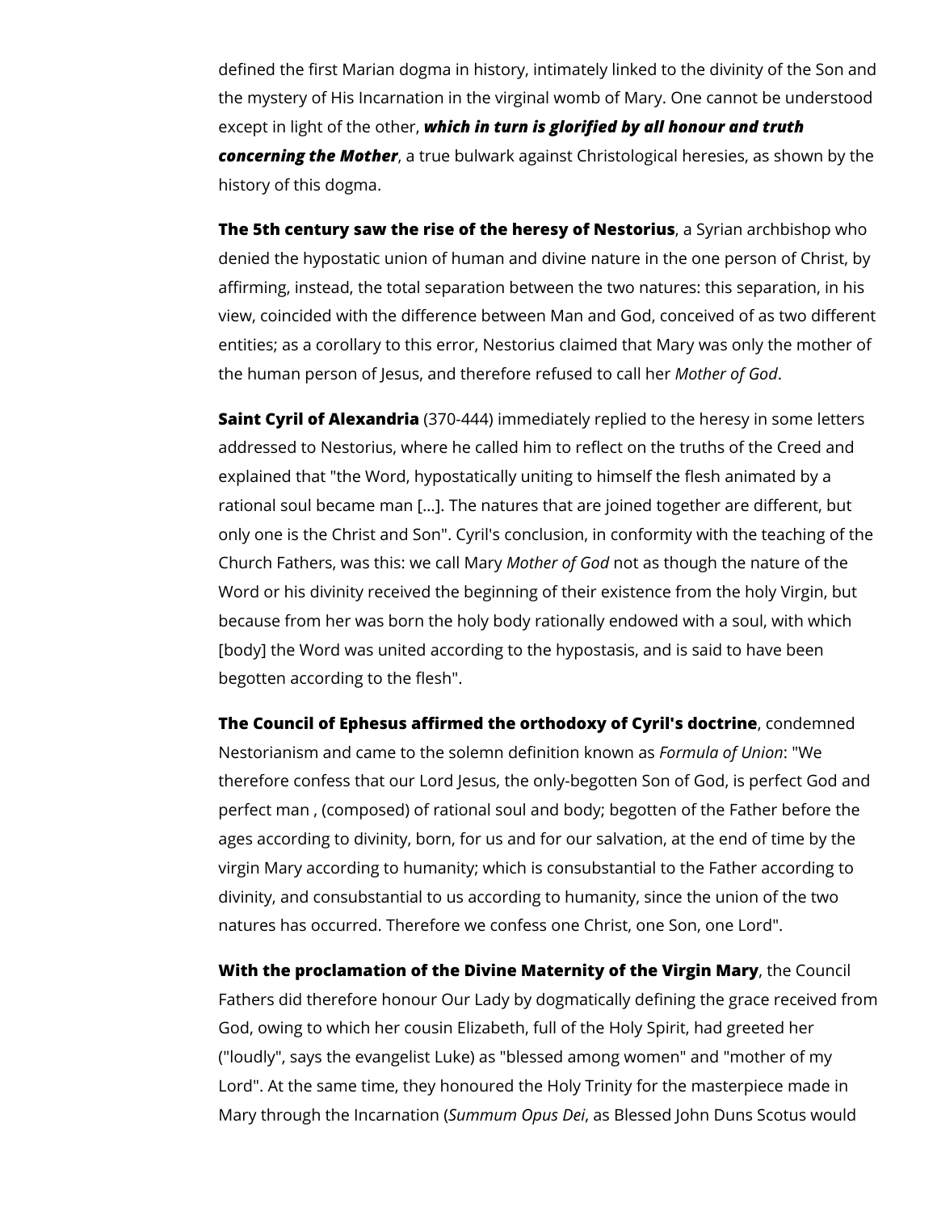defined the first Marian dogma in history, intimately linked to the divinity of the Son and the mystery of His Incarnation in the virginal womb of Mary. One cannot be understood except in light of the other, ***which in turn is glorified by all honour and truth concerning the Mother***, a true bulwark against Christological heresies, as shown by the history of this dogma.

**The 5th century saw the rise of the heresy of Nestorius**, a Syrian archbishop who denied the hypostatic union of human and divine nature in the one person of Christ, by affirming, instead, the total separation between the two natures: this separation, in his view, coincided with the difference between Man and God, conceived of as two different entities; as a corollary to this error, Nestorius claimed that Mary was only the mother of the human person of Jesus, and therefore refused to call her *Mother of God*.

**Saint Cyril of Alexandria** (370-444) immediately replied to the heresy in some letters addressed to Nestorius, where he called him to reflect on the truths of the Creed and explained that "the Word, hypostatically uniting to himself the flesh animated by a rational soul became man [...]. The natures that are joined together are different, but only one is the Christ and Son". Cyril's conclusion, in conformity with the teaching of the Church Fathers, was this: we call Mary *Mother of God* not as though the nature of the Word or his divinity received the beginning of their existence from the holy Virgin, but because from her was born the holy body rationally endowed with a soul, with which [body] the Word was united according to the hypostasis, and is said to have been begotten according to the flesh".

**The Council of Ephesus affirmed the orthodoxy of Cyril's doctrine**, condemned Nestorianism and came to the solemn definition known as *Formula of Union*: "We therefore confess that our Lord Jesus, the only-begotten Son of God, is perfect God and perfect man , (composed) of rational soul and body; begotten of the Father before the ages according to divinity, born, for us and for our salvation, at the end of time by the virgin Mary according to humanity; which is consubstantial to the Father according to divinity, and consubstantial to us according to humanity, since the union of the two natures has occurred. Therefore we confess one Christ, one Son, one Lord".

**With the proclamation of the Divine Maternity of the Virgin Mary**, the Council Fathers did therefore honour Our Lady by dogmatically defining the grace received from God, owing to which her cousin Elizabeth, full of the Holy Spirit, had greeted her ("loudly", says the evangelist Luke) as "blessed among women" and "mother of my Lord". At the same time, they honoured the Holy Trinity for the masterpiece made in Mary through the Incarnation (*Summum Opus Dei*, as Blessed John Duns Scotus would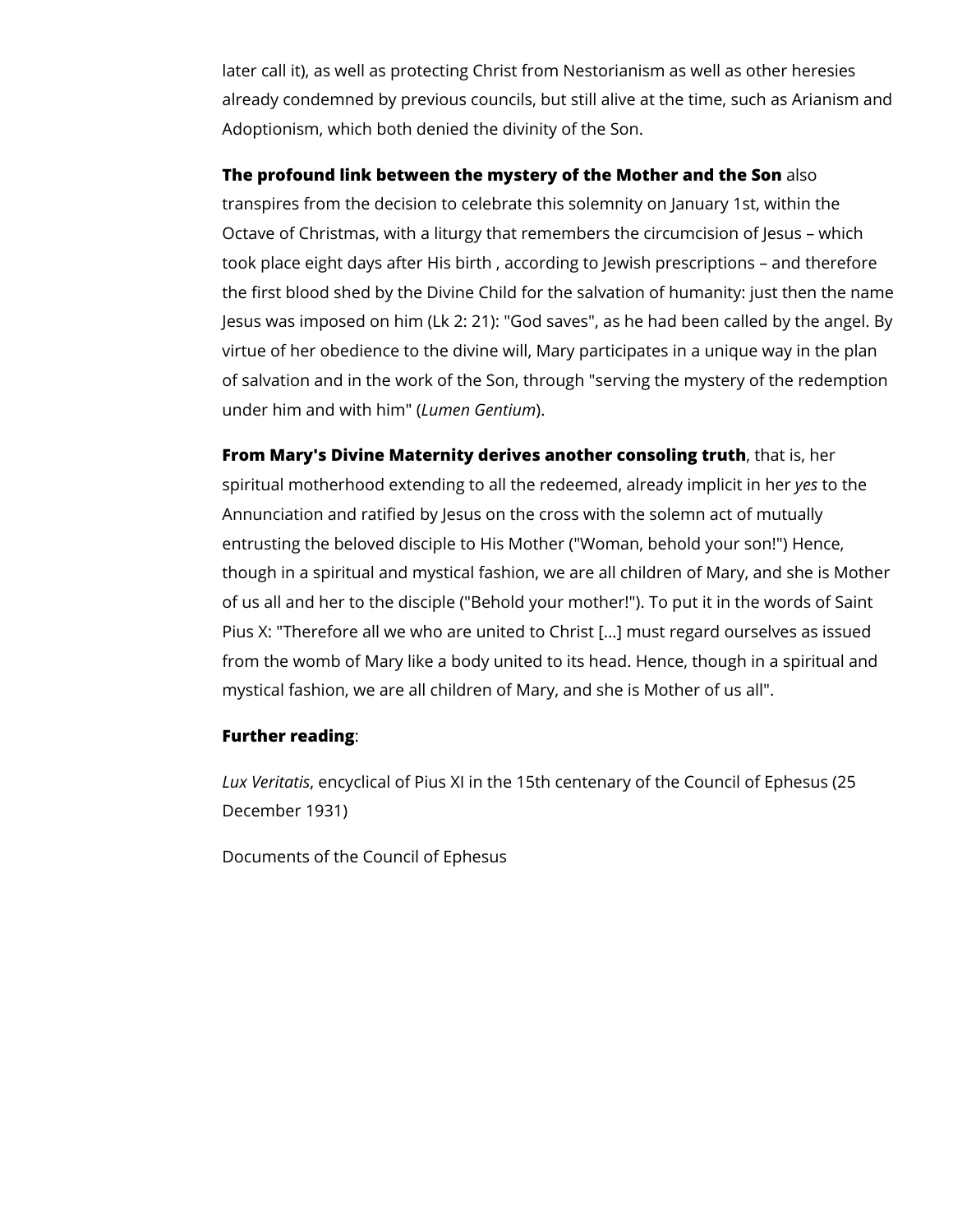later call it), as well as protecting Christ from Nestorianism as well as other heresies already condemned by previous councils, but still alive at the time, such as Arianism and Adoptionism, which both denied the divinity of the Son.

**The profound link between the mystery of the Mother and the Son** also transpires from the decision to celebrate this solemnity on January 1st, within the Octave of Christmas, with a liturgy that remembers the circumcision of Jesus – which took place eight days after His birth , according to Jewish prescriptions – and therefore the first blood shed by the Divine Child for the salvation of humanity: just then the name Jesus was imposed on him (Lk 2: 21): "God saves", as he had been called by the angel. By virtue of her obedience to the divine will, Mary participates in a unique way in the plan of salvation and in the work of the Son, through "serving the mystery of the redemption under him and with him" (*Lumen Gentium*).

**From Mary's Divine Maternity derives another consoling truth**, that is, her spiritual motherhood extending to all the redeemed, already implicit in her *yes* to the Annunciation and ratified by Jesus on the cross with the solemn act of mutually entrusting the beloved disciple to His Mother ("Woman, behold your son!") Hence, though in a spiritual and mystical fashion, we are all children of Mary, and she is Mother of us all and her to the disciple ("Behold your mother!"). To put it in the words of Saint Pius X: "Therefore all we who are united to Christ [...] must regard ourselves as issued from the womb of Mary like a body united to its head. Hence, though in a spiritual and mystical fashion, we are all children of Mary, and she is Mother of us all".

**Further reading**:

*Lux Veritatis*, encyclical of Pius XI in the 15th centenary of the Council of Ephesus (25 December 1931)

Documents of the Council of Ephesus